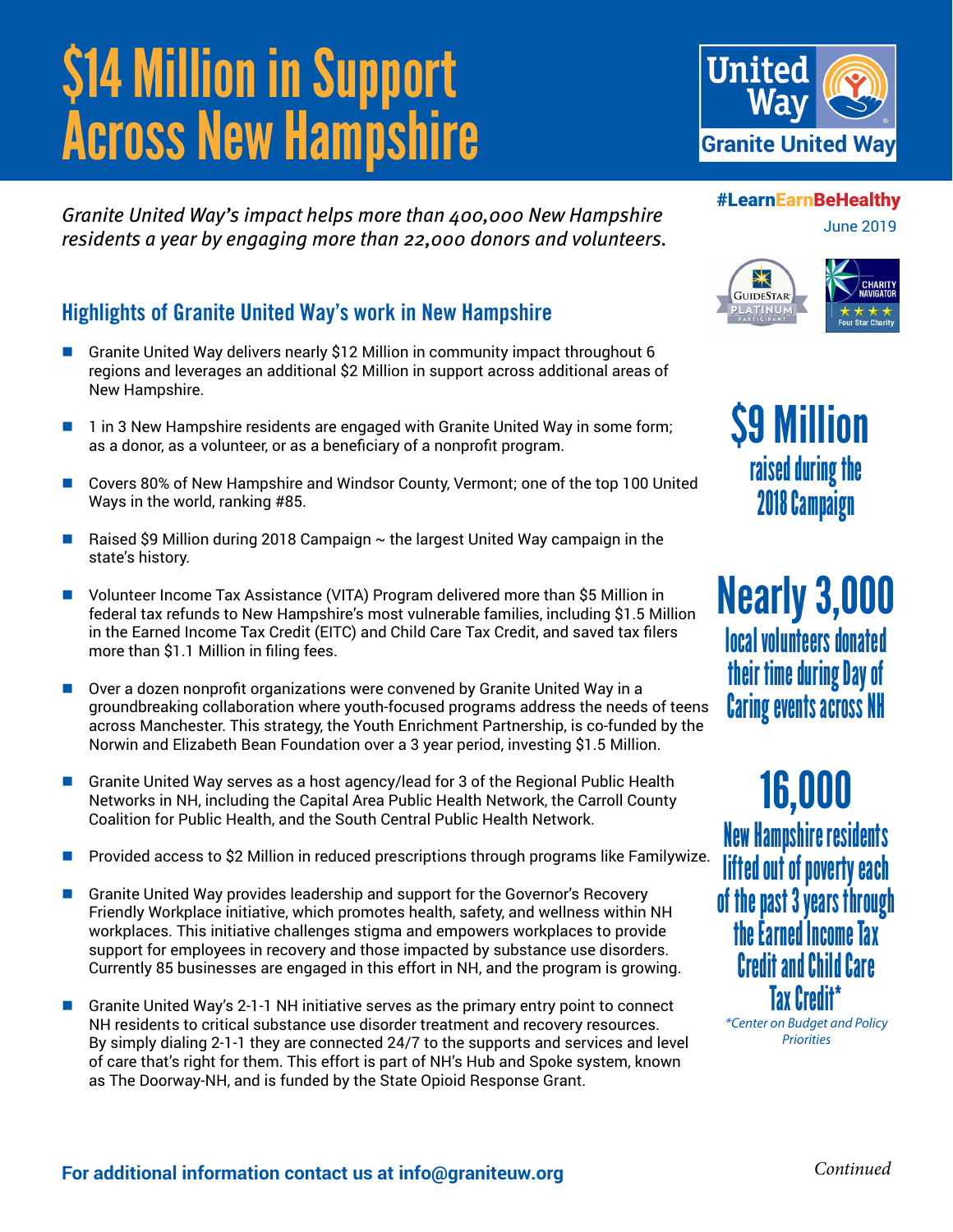# $14 Million in Support Across New Hampshire

Granite United Way

#LearnEarnBeHealthy

June 2019

*Granite United Way's impact helps more than 400,000 New Hampshire residents a year by engaging more than 22,000 donors and volunteers.*

## Highlights of Granite United Way's work in New Hampshire

- Granite United Way delivers nearly $12 Million in community impact throughout 6 regions and leverages an additional $2 Million in support across additional areas of New Hampshire.
- 1 in 3 New Hampshire residents are engaged with Granite United Way in some form; as a donor, as a volunteer, or as a beneficiary of a nonprofit program.
- Covers 80% of New Hampshire and Windsor County, Vermont; one of the top 100 United Ways in the world, ranking #85.
- Raised $9 Million during 2018 Campaign ~ the largest United Way campaign in the state's history.
- Volunteer Income Tax Assistance (VITA) Program delivered more than $5 Million in federal tax refunds to New Hampshire's most vulnerable families, including $1.5 Million in the Earned Income Tax Credit (EITC) and Child Care Tax Credit, and saved tax filers more than $1.1 Million in filing fees.
- Over a dozen nonprofit organizations were convened by Granite United Way in a groundbreaking collaboration where youth-focused programs address the needs of teens across Manchester. This strategy, the Youth Enrichment Partnership, is co-funded by the Norwin and Elizabeth Bean Foundation over a 3 year period, investing $1.5 Million.
- Granite United Way serves as a host agency/lead for 3 of the Regional Public Health Networks in NH, including the Capital Area Public Health Network, the Carroll County Coalition for Public Health, and the South Central Public Health Network.
- Provided access to $2 Million in reduced prescriptions through programs like Familywize.
- Granite United Way provides leadership and support for the Governor's Recovery Friendly Workplace initiative, which promotes health, safety, and wellness within NH workplaces. This initiative challenges stigma and empowers workplaces to provide support for employees in recovery and those impacted by substance use disorders. Currently 85 businesses are engaged in this effort in NH, and the program is growing.
- Granite United Way's 2-1-1 NH initiative serves as the primary entry point to connect NH residents to critical substance use disorder treatment and recovery resources. By simply dialing 2-1-1 they are connected 24/7 to the supports and services and level of care that's right for them. This effort is part of NH's Hub and Spoke system, known as The Doorway-NH, and is funded by the State Opioid Response Grant.

**$9 Million** raised during the 2018 Campaign

**Nearly 3,000** local volunteers donated their time during Day of Caring events across NH

**16,000** New Hampshire residents lifted out of poverty each of the past 3 years through the Earned Income Tax Credit and Child Care Tax Credit*

*\*Center on Budget and Policy Priorities*

**For additional information contact us at info@graniteuw.org**

*Continued*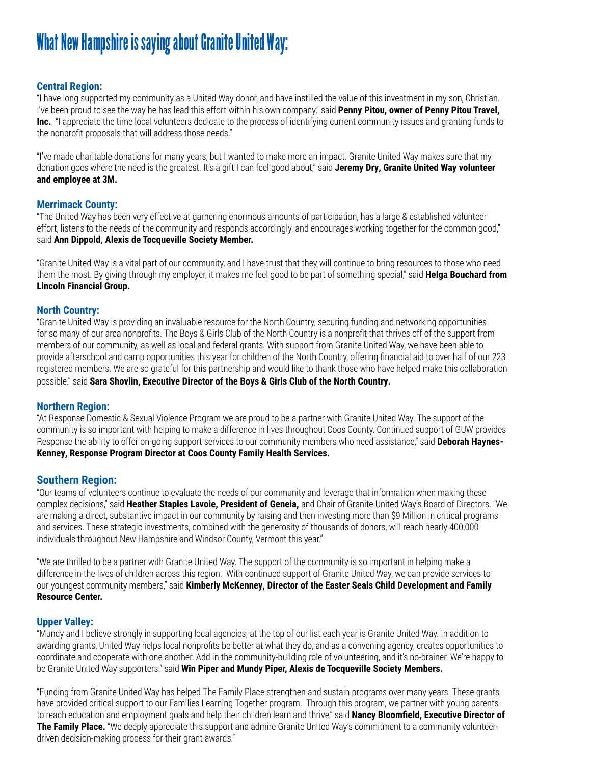# What New Hampshire is saying about Granite United Way:

### Central Region:

"I have long supported my community as a United Way donor, and have instilled the value of this investment in my son, Christian. I've been proud to see the way he has lead this effort within his own company," said **Penny Pitou, owner of Penny Pitou Travel, Inc.** "I appreciate the time local volunteers dedicate to the process of identifying current community issues and granting funds to the nonprofit proposals that will address those needs."

"I've made charitable donations for many years, but I wanted to make more an impact. Granite United Way makes sure that my donation goes where the need is the greatest. It's a gift I can feel good about," said **Jeremy Dry, Granite United Way volunteer and employee at 3M.**

### Merrimack County:

"The United Way has been very effective at garnering enormous amounts of participation, has a large & established volunteer effort, listens to the needs of the community and responds accordingly, and encourages working together for the common good," said **Ann Dippold, Alexis de Tocqueville Society Member.**

"Granite United Way is a vital part of our community, and I have trust that they will continue to bring resources to those who need them the most. By giving through my employer, it makes me feel good to be part of something special," said **Helga Bouchard from Lincoln Financial Group.**

### North Country:

"Granite United Way is providing an invaluable resource for the North Country, securing funding and networking opportunities for so many of our area nonprofits. The Boys & Girls Club of the North Country is a nonprofit that thrives off of the support from members of our community, as well as local and federal grants. With support from Granite United Way, we have been able to provide afterschool and camp opportunities this year for children of the North Country, offering financial aid to over half of our 223 registered members. We are so grateful for this partnership and would like to thank those who have helped make this collaboration possible." said **Sara Shovlin, Executive Director of the Boys & Girls Club of the North Country.**

### Northern Region:

"At Response Domestic & Sexual Violence Program we are proud to be a partner with Granite United Way. The support of the community is so important with helping to make a difference in lives throughout Coos County. Continued support of GUW provides Response the ability to offer on-going support services to our community members who need assistance," said **Deborah Haynes-Kenney, Response Program Director at Coos County Family Health Services.**

### Southern Region:

"Our teams of volunteers continue to evaluate the needs of our community and leverage that information when making these complex decisions," said **Heather Staples Lavoie, President of Geneia,** and Chair of Granite United Way's Board of Directors. "We are making a direct, substantive impact in our community by raising and then investing more than $9 Million in critical programs and services. These strategic investments, combined with the generosity of thousands of donors, will reach nearly 400,000 individuals throughout New Hampshire and Windsor County, Vermont this year."

"We are thrilled to be a partner with Granite United Way. The support of the community is so important in helping make a difference in the lives of children across this region. With continued support of Granite United Way, we can provide services to our youngest community members," said **Kimberly McKenney, Director of the Easter Seals Child Development and Family Resource Center.**

### Upper Valley:

"Mundy and I believe strongly in supporting local agencies; at the top of our list each year is Granite United Way. In addition to awarding grants, United Way helps local nonprofits be better at what they do, and as a convening agency, creates opportunities to coordinate and cooperate with one another. Add in the community-building role of volunteering, and it's no-brainer. We're happy to be Granite United Way supporters." said **Win Piper and Mundy Piper, Alexis de Tocqueville Society Members.**

"Funding from Granite United Way has helped The Family Place strengthen and sustain programs over many years. These grants have provided critical support to our Families Learning Together program. Through this program, we partner with young parents to reach education and employment goals and help their children learn and thrive," said **Nancy Bloomfield, Executive Director of The Family Place.** "We deeply appreciate this support and admire Granite United Way's commitment to a community volunteer-driven decision-making process for their grant awards."